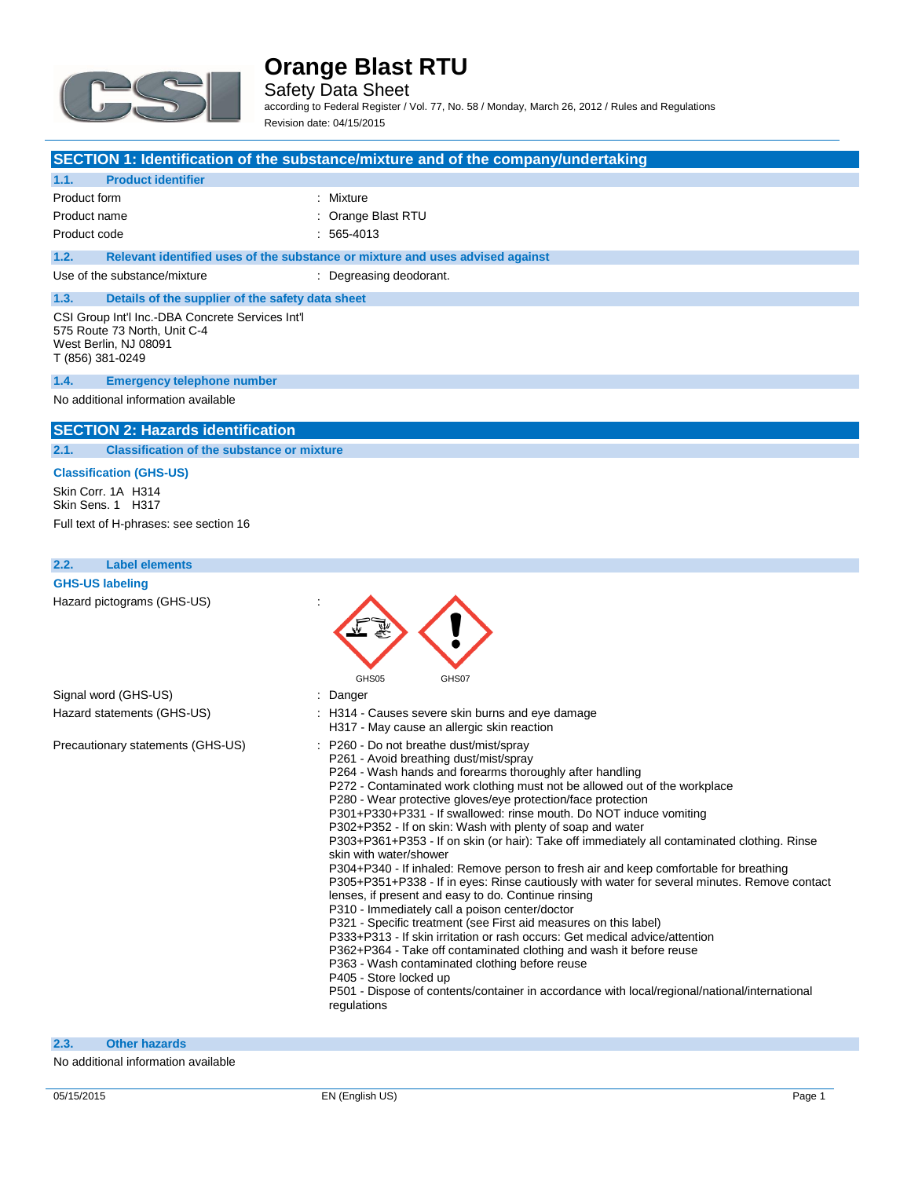# Orange Blast RTU

Safety Data Sheet

according to Federal Register / Vol. 77, No. 58 / Monday, March 26, 2012 / Rules and Regulations

Revision date: 04/15/2015

## SECTION 1: Identification of the substance/mixture and of the company/undertaking

### 1.1. Product identifier

| | |
|---|---|
| Product form | : Mixture |
| Product name | : Orange Blast RTU |
| Product code | : 565-4013 |

### 1.2. Relevant identified uses of the substance or mixture and uses advised against

| | |
|---|---|
| Use of the substance/mixture | : Degreasing deodorant. |

### 1.3. Details of the supplier of the safety data sheet

CSI Group Int'l Inc.-DBA Concrete Services Int'l
575 Route 73 North, Unit C-4
West Berlin, NJ 08091
T (856) 381-0249

### 1.4. Emergency telephone number

No additional information available

## SECTION 2: Hazards identification

### 2.1. Classification of the substance or mixture

**Classification (GHS-US)**

Skin Corr. 1A H314
Skin Sens. 1 H317

Full text of H-phrases: see section 16

### 2.2. Label elements

**GHS-US labeling**

Hazard pictograms (GHS-US) :

GHS05 GHS07

Signal word (GHS-US) : Danger

Hazard statements (GHS-US) :
- H314 - Causes severe skin burns and eye damage
- H317 - May cause an allergic skin reaction

Precautionary statements (GHS-US) :
- P260 - Do not breathe dust/mist/spray
- P261 - Avoid breathing dust/mist/spray
- P264 - Wash hands and forearms thoroughly after handling
- P272 - Contaminated work clothing must not be allowed out of the workplace
- P280 - Wear protective gloves/eye protection/face protection
- P301+P330+P331 - If swallowed: rinse mouth. Do NOT induce vomiting
- P302+P352 - If on skin: Wash with plenty of soap and water
- P303+P361+P353 - If on skin (or hair): Take off immediately all contaminated clothing. Rinse skin with water/shower
- P304+P340 - If inhaled: Remove person to fresh air and keep comfortable for breathing
- P305+P351+P338 - If in eyes: Rinse cautiously with water for several minutes. Remove contact lenses, if present and easy to do. Continue rinsing
- P310 - Immediately call a poison center/doctor
- P321 - Specific treatment (see First aid measures on this label)
- P333+P313 - If skin irritation or rash occurs: Get medical advice/attention
- P362+P364 - Take off contaminated clothing and wash it before reuse
- P363 - Wash contaminated clothing before reuse
- P405 - Store locked up
- P501 - Dispose of contents/container in accordance with local/regional/national/international regulations

### 2.3. Other hazards

No additional information available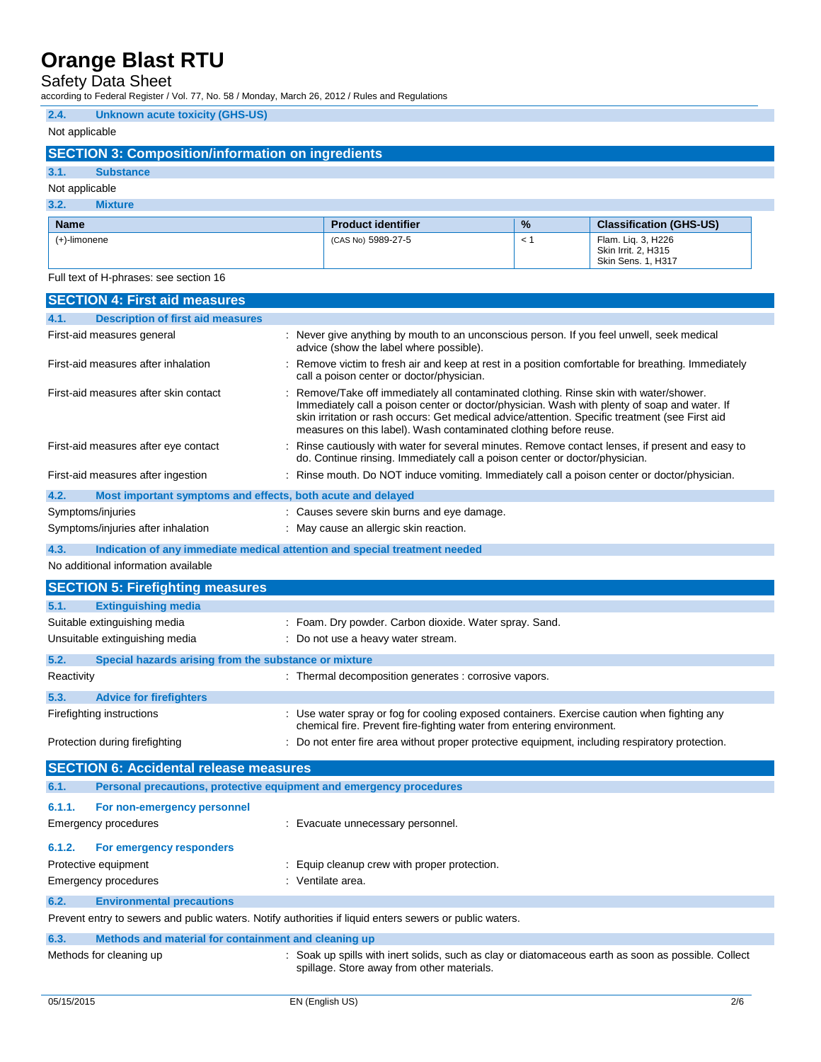### 2.4. Unknown acute toxicity (GHS-US)

Not applicable

## SECTION 3: Composition/information on ingredients

### 3.1. Substance

Not applicable

### 3.2. Mixture

| Name | Product identifier | % | Classification (GHS-US) |
|---|---|---|---|
| (+)-limonene | (CAS No) 5989-27-5 | < 1 | Flam. Liq. 3, H226<br>Skin Irrit. 2, H315<br>Skin Sens. 1, H317 |

Full text of H-phrases: see section 16

## SECTION 4: First aid measures

### 4.1. Description of first aid measures

First-aid measures general : Never give anything by mouth to an unconscious person. If you feel unwell, seek medical advice (show the label where possible).

First-aid measures after inhalation : Remove victim to fresh air and keep at rest in a position comfortable for breathing. Immediately call a poison center or doctor/physician.

First-aid measures after skin contact : Remove/Take off immediately all contaminated clothing. Rinse skin with water/shower. Immediately call a poison center or doctor/physician. Wash with plenty of soap and water. If skin irritation or rash occurs: Get medical advice/attention. Specific treatment (see First aid measures on this label). Wash contaminated clothing before reuse.

First-aid measures after eye contact : Rinse cautiously with water for several minutes. Remove contact lenses, if present and easy to do. Continue rinsing. Immediately call a poison center or doctor/physician.

First-aid measures after ingestion : Rinse mouth. Do NOT induce vomiting. Immediately call a poison center or doctor/physician.

### 4.2. Most important symptoms and effects, both acute and delayed

Symptoms/injuries : Causes severe skin burns and eye damage.

Symptoms/injuries after inhalation : May cause an allergic skin reaction.

### 4.3. Indication of any immediate medical attention and special treatment needed

No additional information available

## SECTION 5: Firefighting measures

### 5.1. Extinguishing media

Suitable extinguishing media : Foam. Dry powder. Carbon dioxide. Water spray. Sand.

Unsuitable extinguishing media : Do not use a heavy water stream.

### 5.2. Special hazards arising from the substance or mixture

Reactivity : Thermal decomposition generates : corrosive vapors.

### 5.3. Advice for firefighters

Firefighting instructions : Use water spray or fog for cooling exposed containers. Exercise caution when fighting any chemical fire. Prevent fire-fighting water from entering environment.

Protection during firefighting : Do not enter fire area without proper protective equipment, including respiratory protection.

## SECTION 6: Accidental release measures

### 6.1. Personal precautions, protective equipment and emergency procedures

#### 6.1.1. For non-emergency personnel

Emergency procedures : Evacuate unnecessary personnel.

#### 6.1.2. For emergency responders

Protective equipment : Equip cleanup crew with proper protection.

Emergency procedures : Ventilate area.

### 6.2. Environmental precautions

Prevent entry to sewers and public waters. Notify authorities if liquid enters sewers or public waters.

### 6.3. Methods and material for containment and cleaning up

Methods for cleaning up : Soak up spills with inert solids, such as clay or diatomaceous earth as soon as possible. Collect spillage. Store away from other materials.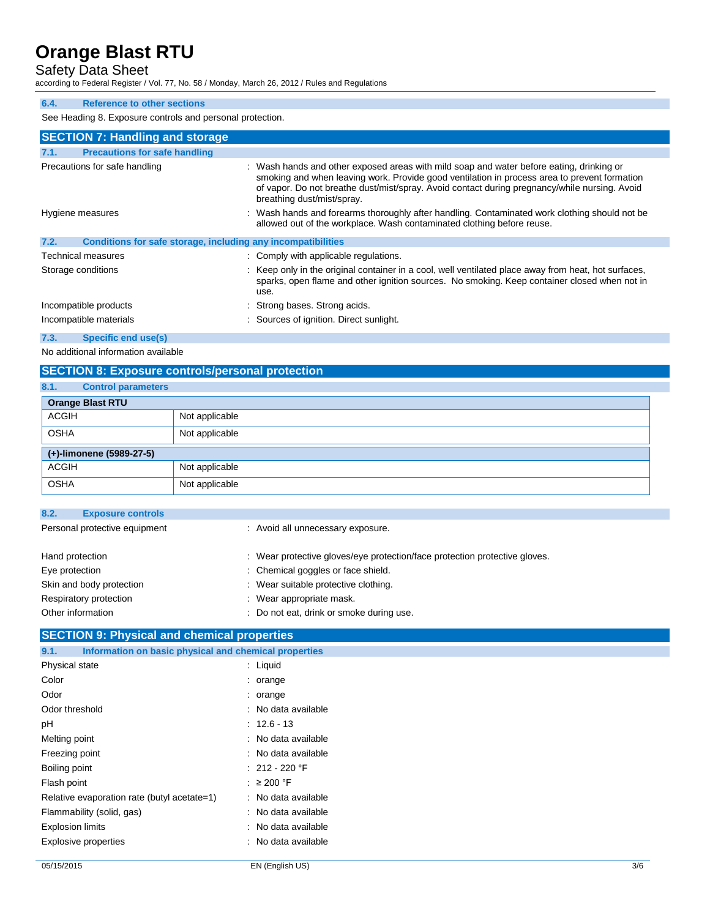#### 6.4. Reference to other sections

See Heading 8. Exposure controls and personal protection.

## SECTION 7: Handling and storage

#### 7.1. Precautions for safe handling

Precautions for safe handling : Wash hands and other exposed areas with mild soap and water before eating, drinking or smoking and when leaving work. Provide good ventilation in process area to prevent formation of vapor. Do not breathe dust/mist/spray. Avoid contact during pregnancy/while nursing. Avoid breathing dust/mist/spray.

Hygiene measures : Wash hands and forearms thoroughly after handling. Contaminated work clothing should not be allowed out of the workplace. Wash contaminated clothing before reuse.

#### 7.2. Conditions for safe storage, including any incompatibilities

Technical measures : Comply with applicable regulations.

Storage conditions : Keep only in the original container in a cool, well ventilated place away from heat, hot surfaces, sparks, open flame and other ignition sources. No smoking. Keep container closed when not in use.

Incompatible products : Strong bases. Strong acids.

Incompatible materials : Sources of ignition. Direct sunlight.

#### 7.3. Specific end use(s)

No additional information available

## SECTION 8: Exposure controls/personal protection

#### 8.1. Control parameters

| Orange Blast RTU | |
|---|---|
| ACGIH | Not applicable |
| OSHA | Not applicable |

| (+)-limonene (5989-27-5) | |
|---|---|
| ACGIH | Not applicable |
| OSHA | Not applicable |

#### 8.2. Exposure controls

Personal protective equipment : Avoid all unnecessary exposure.

Hand protection : Wear protective gloves/eye protection/face protection protective gloves.

Eye protection : Chemical goggles or face shield.

Skin and body protection : Wear suitable protective clothing.

Respiratory protection : Wear appropriate mask.

Other information : Do not eat, drink or smoke during use.

## SECTION 9: Physical and chemical properties

#### 9.1. Information on basic physical and chemical properties

Physical state : Liquid

Color : orange

Odor : orange

Odor threshold : No data available

pH : 12.6 - 13

Melting point : No data available

Freezing point : No data available

Boiling point : 212 - 220 °F

Flash point : ≥ 200 °F

Relative evaporation rate (butyl acetate=1) : No data available

Flammability (solid, gas) : No data available

Explosion limits : No data available

Explosive properties : No data available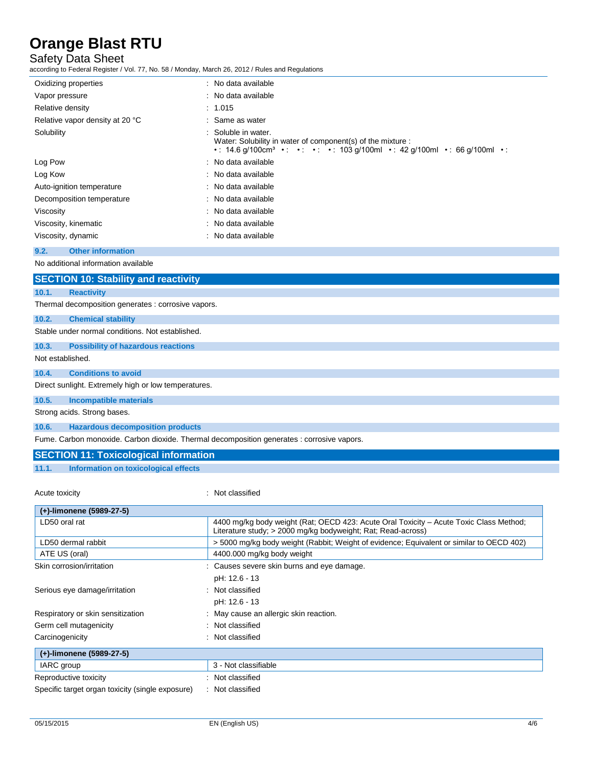| | |
|---|---|
| Oxidizing properties | : No data available |
| Vapor pressure | : No data available |
| Relative density | : 1.015 |
| Relative vapor density at 20 °C | : Same as water |
| Solubility | : Soluble in water. Water: Solubility in water of component(s) of the mixture : • : 14.6 g/100cm³ • : • : • : • : 103 g/100ml • : 42 g/100ml • : 66 g/100ml • : |
| Log Pow | : No data available |
| Log Kow | : No data available |
| Auto-ignition temperature | : No data available |
| Decomposition temperature | : No data available |
| Viscosity | : No data available |
| Viscosity, kinematic | : No data available |
| Viscosity, dynamic | : No data available |

### 9.2. Other information

No additional information available

## SECTION 10: Stability and reactivity

### 10.1. Reactivity

Thermal decomposition generates : corrosive vapors.

### 10.2. Chemical stability

Stable under normal conditions. Not established.

### 10.3. Possibility of hazardous reactions

Not established.

### 10.4. Conditions to avoid

Direct sunlight. Extremely high or low temperatures.

### 10.5. Incompatible materials

Strong acids. Strong bases.

### 10.6. Hazardous decomposition products

Fume. Carbon monoxide. Carbon dioxide. Thermal decomposition generates : corrosive vapors.

## SECTION 11: Toxicological information

### 11.1. Information on toxicological effects

Acute toxicity : Not classified

| (+)-limonene (5989-27-5) | |
|---|---|
| LD50 oral rat | 4400 mg/kg body weight (Rat; OECD 423: Acute Oral Toxicity – Acute Toxic Class Method; Literature study; > 2000 mg/kg bodyweight; Rat; Read-across) |
| LD50 dermal rabbit | > 5000 mg/kg body weight (Rabbit; Weight of evidence; Equivalent or similar to OECD 402) |
| ATE US (oral) | 4400.000 mg/kg body weight |

| | |
|---|---|
| Skin corrosion/irritation | : Causes severe skin burns and eye damage. pH: 12.6 - 13 |
| Serious eye damage/irritation | : Not classified pH: 12.6 - 13 |
| Respiratory or skin sensitization | : May cause an allergic skin reaction. |
| Germ cell mutagenicity | : Not classified |
| Carcinogenicity | : Not classified |

| (+)-limonene (5989-27-5) | |
|---|---|
| IARC group | 3 - Not classifiable |

| | |
|---|---|
| Reproductive toxicity | : Not classified |
| Specific target organ toxicity (single exposure) | : Not classified |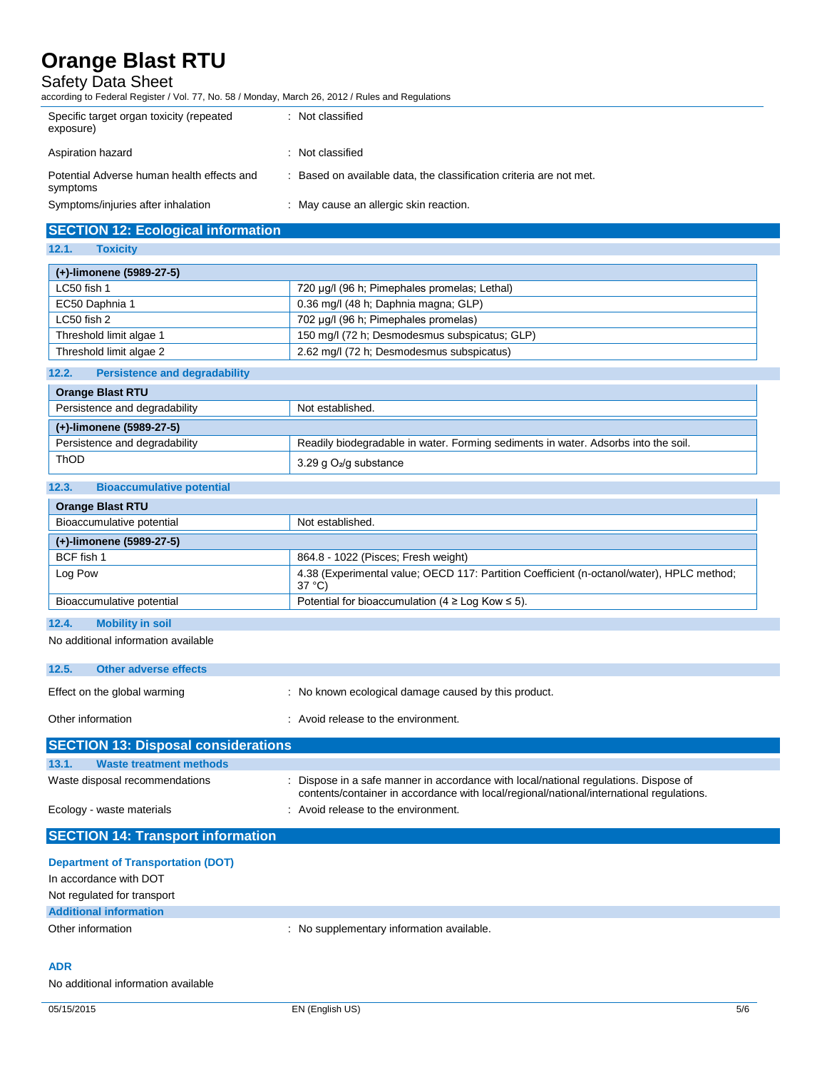| | |
|---|---|
| Specific target organ toxicity (repeated exposure) | : Not classified |
| Aspiration hazard | : Not classified |
| Potential Adverse human health effects and symptoms | : Based on available data, the classification criteria are not met. |
| Symptoms/injuries after inhalation | : May cause an allergic skin reaction. |

## SECTION 12: Ecological information

### 12.1. Toxicity

| (+)-limonene (5989-27-5) | |
|---|---|
| LC50 fish 1 | 720 µg/l (96 h; Pimephales promelas; Lethal) |
| EC50 Daphnia 1 | 0.36 mg/l (48 h; Daphnia magna; GLP) |
| LC50 fish 2 | 702 µg/l (96 h; Pimephales promelas) |
| Threshold limit algae 1 | 150 mg/l (72 h; Desmodesmus subspicatus; GLP) |
| Threshold limit algae 2 | 2.62 mg/l (72 h; Desmodesmus subspicatus) |

### 12.2. Persistence and degradability

| Orange Blast RTU | |
|---|---|
| Persistence and degradability | Not established. |
| **(+)-limonene (5989-27-5)** | |
| Persistence and degradability | Readily biodegradable in water. Forming sediments in water. Adsorbs into the soil. |
| ThOD | 3.29 g $O_2$/g substance |

### 12.3. Bioaccumulative potential

| Orange Blast RTU | |
|---|---|
| Bioaccumulative potential | Not established. |
| **(+)-limonene (5989-27-5)** | |
| BCF fish 1 | 864.8 - 1022 (Pisces; Fresh weight) |
| Log Pow | 4.38 (Experimental value; OECD 117: Partition Coefficient (n-octanol/water), HPLC method; 37 °C) |
| Bioaccumulative potential | Potential for bioaccumulation (4 ≥ Log Kow ≤ 5). |

### 12.4. Mobility in soil

No additional information available

### 12.5. Other adverse effects

| | |
|---|---|
| Effect on the global warming | : No known ecological damage caused by this product. |
| Other information | : Avoid release to the environment. |

## SECTION 13: Disposal considerations

### 13.1. Waste treatment methods

| | |
|---|---|
| Waste disposal recommendations | : Dispose in a safe manner in accordance with local/national regulations. Dispose of contents/container in accordance with local/regional/national/international regulations. |
| Ecology - waste materials | : Avoid release to the environment. |

## SECTION 14: Transport information

**Department of Transportation (DOT)**

In accordance with DOT

Not regulated for transport

**Additional information**

Other information : No supplementary information available.

**ADR**

No additional information available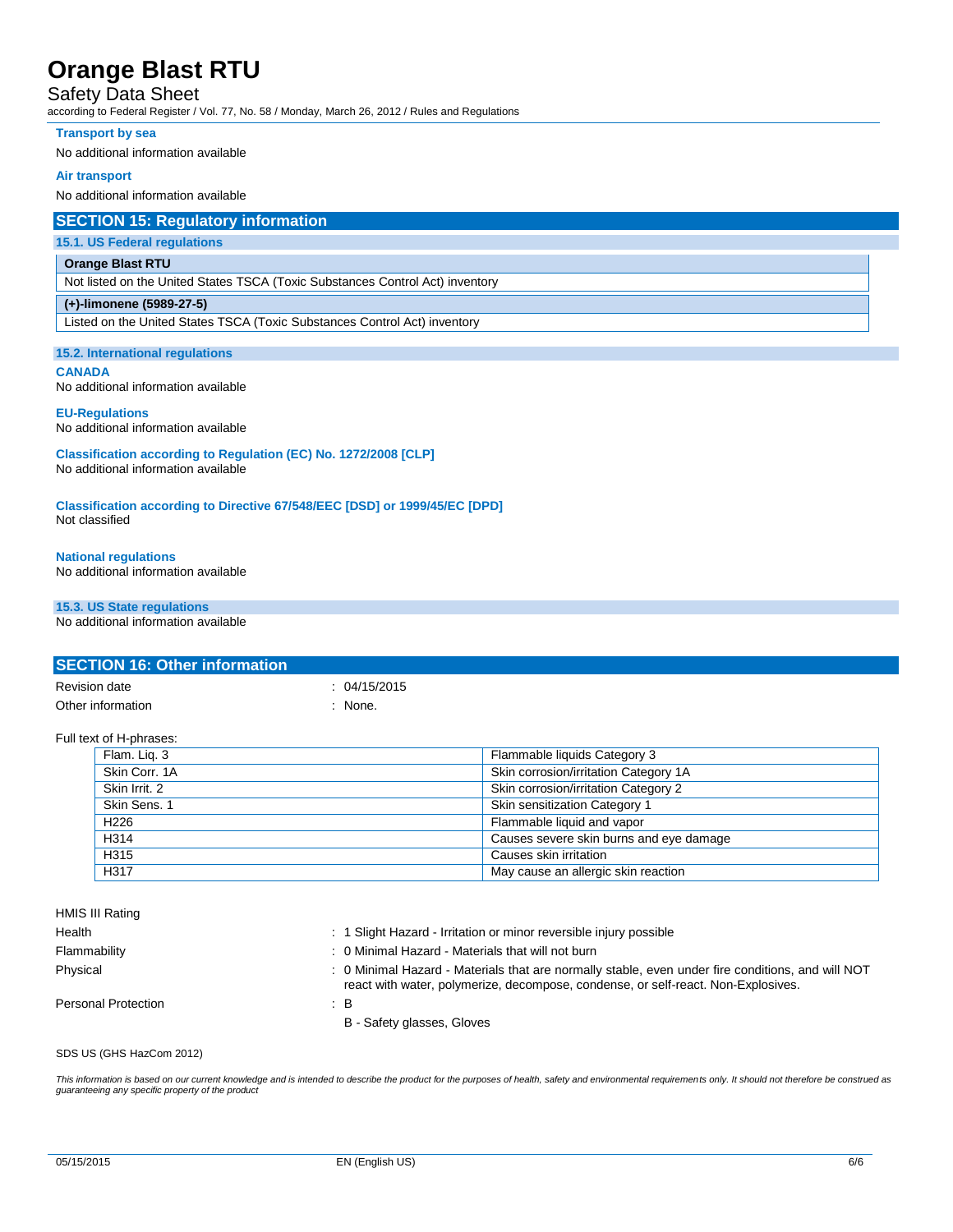### Transport by sea

No additional information available

### Air transport

No additional information available

## SECTION 15: Regulatory information

### 15.1. US Federal regulations

| **Orange Blast RTU** |
|---|
| Not listed on the United States TSCA (Toxic Substances Control Act) inventory |

| **(+)-limonene (5989-27-5)** |
|---|
| Listed on the United States TSCA (Toxic Substances Control Act) inventory |

### 15.2. International regulations

**CANADA**

No additional information available

**EU-Regulations**

No additional information available

**Classification according to Regulation (EC) No. 1272/2008 [CLP]**

No additional information available

**Classification according to Directive 67/548/EEC [DSD] or 1999/45/EC [DPD]**

Not classified

**National regulations**

No additional information available

### 15.3. US State regulations

No additional information available

## SECTION 16: Other information

Revision date : 04/15/2015

Other information : None.

Full text of H-phrases:

| | |
|---|---|
| Flam. Liq. 3 | Flammable liquids Category 3 |
| Skin Corr. 1A | Skin corrosion/irritation Category 1A |
| Skin Irrit. 2 | Skin corrosion/irritation Category 2 |
| Skin Sens. 1 | Skin sensitization Category 1 |
| H226 | Flammable liquid and vapor |
| H314 | Causes severe skin burns and eye damage |
| H315 | Causes skin irritation |
| H317 | May cause an allergic skin reaction |

HMIS III Rating

Health : 1 Slight Hazard - Irritation or minor reversible injury possible

Flammability : 0 Minimal Hazard - Materials that will not burn

Physical : 0 Minimal Hazard - Materials that are normally stable, even under fire conditions, and will NOT react with water, polymerize, decompose, condense, or self-react. Non-Explosives.

Personal Protection : B

B - Safety glasses, Gloves

SDS US (GHS HazCom 2012)

*This information is based on our current knowledge and is intended to describe the product for the purposes of health, safety and environmental requirements only. It should not therefore be construed as guaranteeing any specific property of the product*